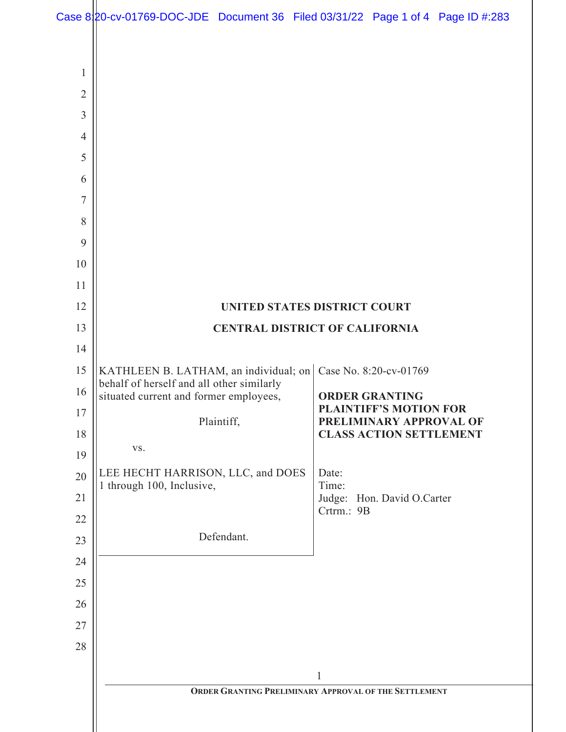# UNITED STATES DISTRICT COURT

# CENTRAL DISTRICT OF CALIFORNIA

| | |
|---|---|
| KATHLEEN B. LATHAM, an individual; on behalf of herself and all other similarly situated current and former employees,<br><br>Plaintiff,<br><br>vs.<br><br>LEE HECHT HARRISON, LLC, and DOES 1 through 100, Inclusive,<br><br>Defendant. | Case No. 8:20-cv-01769<br><br>**ORDER GRANTING PLAINTIFF'S MOTION FOR PRELIMINARY APPROVAL OF CLASS ACTION SETTLEMENT**<br><br>Date:<br>Time:<br>Judge: Hon. David O.Carter<br>Crtrm.: 9B |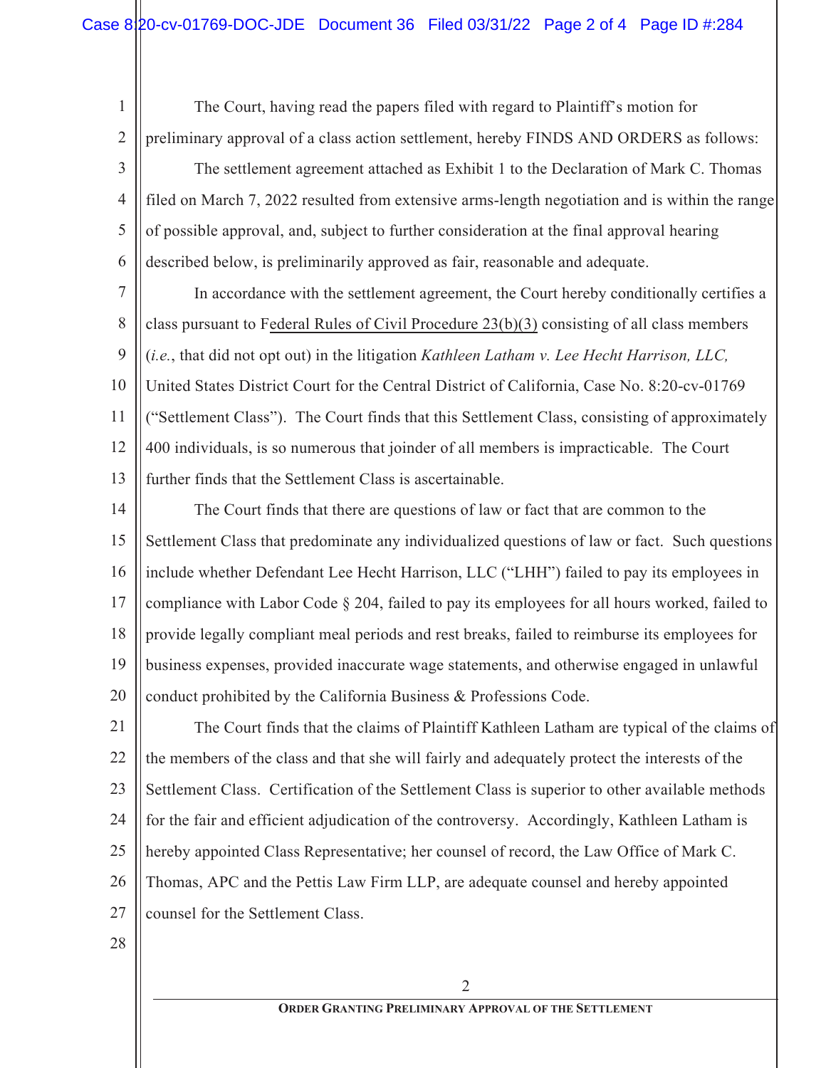The Court, having read the papers filed with regard to Plaintiff's motion for preliminary approval of a class action settlement, hereby FINDS AND ORDERS as follows:

The settlement agreement attached as Exhibit 1 to the Declaration of Mark C. Thomas filed on March 7, 2022 resulted from extensive arms-length negotiation and is within the range of possible approval, and, subject to further consideration at the final approval hearing described below, is preliminarily approved as fair, reasonable and adequate.

In accordance with the settlement agreement, the Court hereby conditionally certifies a class pursuant to Federal Rules of Civil Procedure 23(b)(3) consisting of all class members (*i.e.*, that did not opt out) in the litigation *Kathleen Latham v. Lee Hecht Harrison, LLC,* United States District Court for the Central District of California, Case No. 8:20-cv-01769 ("Settlement Class"). The Court finds that this Settlement Class, consisting of approximately 400 individuals, is so numerous that joinder of all members is impracticable. The Court further finds that the Settlement Class is ascertainable.

The Court finds that there are questions of law or fact that are common to the Settlement Class that predominate any individualized questions of law or fact. Such questions include whether Defendant Lee Hecht Harrison, LLC ("LHH") failed to pay its employees in compliance with Labor Code § 204, failed to pay its employees for all hours worked, failed to provide legally compliant meal periods and rest breaks, failed to reimburse its employees for business expenses, provided inaccurate wage statements, and otherwise engaged in unlawful conduct prohibited by the California Business & Professions Code.

The Court finds that the claims of Plaintiff Kathleen Latham are typical of the claims of the members of the class and that she will fairly and adequately protect the interests of the Settlement Class. Certification of the Settlement Class is superior to other available methods for the fair and efficient adjudication of the controversy. Accordingly, Kathleen Latham is hereby appointed Class Representative; her counsel of record, the Law Office of Mark C. Thomas, APC and the Pettis Law Firm LLP, are adequate counsel and hereby appointed counsel for the Settlement Class.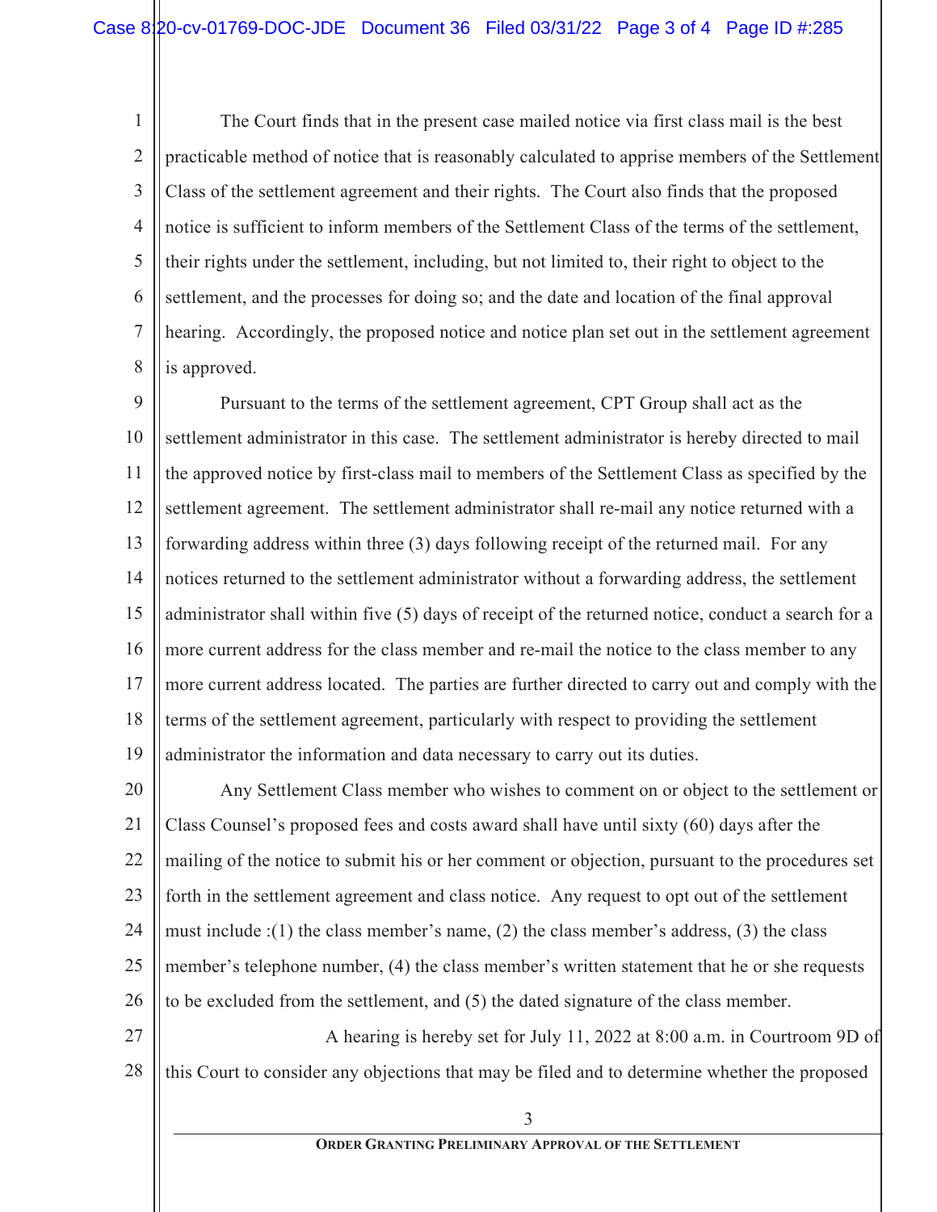The Court finds that in the present case mailed notice via first class mail is the best practicable method of notice that is reasonably calculated to apprise members of the Settlement Class of the settlement agreement and their rights. The Court also finds that the proposed notice is sufficient to inform members of the Settlement Class of the terms of the settlement, their rights under the settlement, including, but not limited to, their right to object to the settlement, and the processes for doing so; and the date and location of the final approval hearing. Accordingly, the proposed notice and notice plan set out in the settlement agreement is approved.

Pursuant to the terms of the settlement agreement, CPT Group shall act as the settlement administrator in this case. The settlement administrator is hereby directed to mail the approved notice by first-class mail to members of the Settlement Class as specified by the settlement agreement. The settlement administrator shall re-mail any notice returned with a forwarding address within three (3) days following receipt of the returned mail. For any notices returned to the settlement administrator without a forwarding address, the settlement administrator shall within five (5) days of receipt of the returned notice, conduct a search for a more current address for the class member and re-mail the notice to the class member to any more current address located. The parties are further directed to carry out and comply with the terms of the settlement agreement, particularly with respect to providing the settlement administrator the information and data necessary to carry out its duties.

Any Settlement Class member who wishes to comment on or object to the settlement or Class Counsel's proposed fees and costs award shall have until sixty (60) days after the mailing of the notice to submit his or her comment or objection, pursuant to the procedures set forth in the settlement agreement and class notice. Any request to opt out of the settlement must include :(1) the class member's name, (2) the class member's address, (3) the class member's telephone number, (4) the class member's written statement that he or she requests to be excluded from the settlement, and (5) the dated signature of the class member.

A hearing is hereby set for July 11, 2022 at 8:00 a.m. in Courtroom 9D of this Court to consider any objections that may be filed and to determine whether the proposed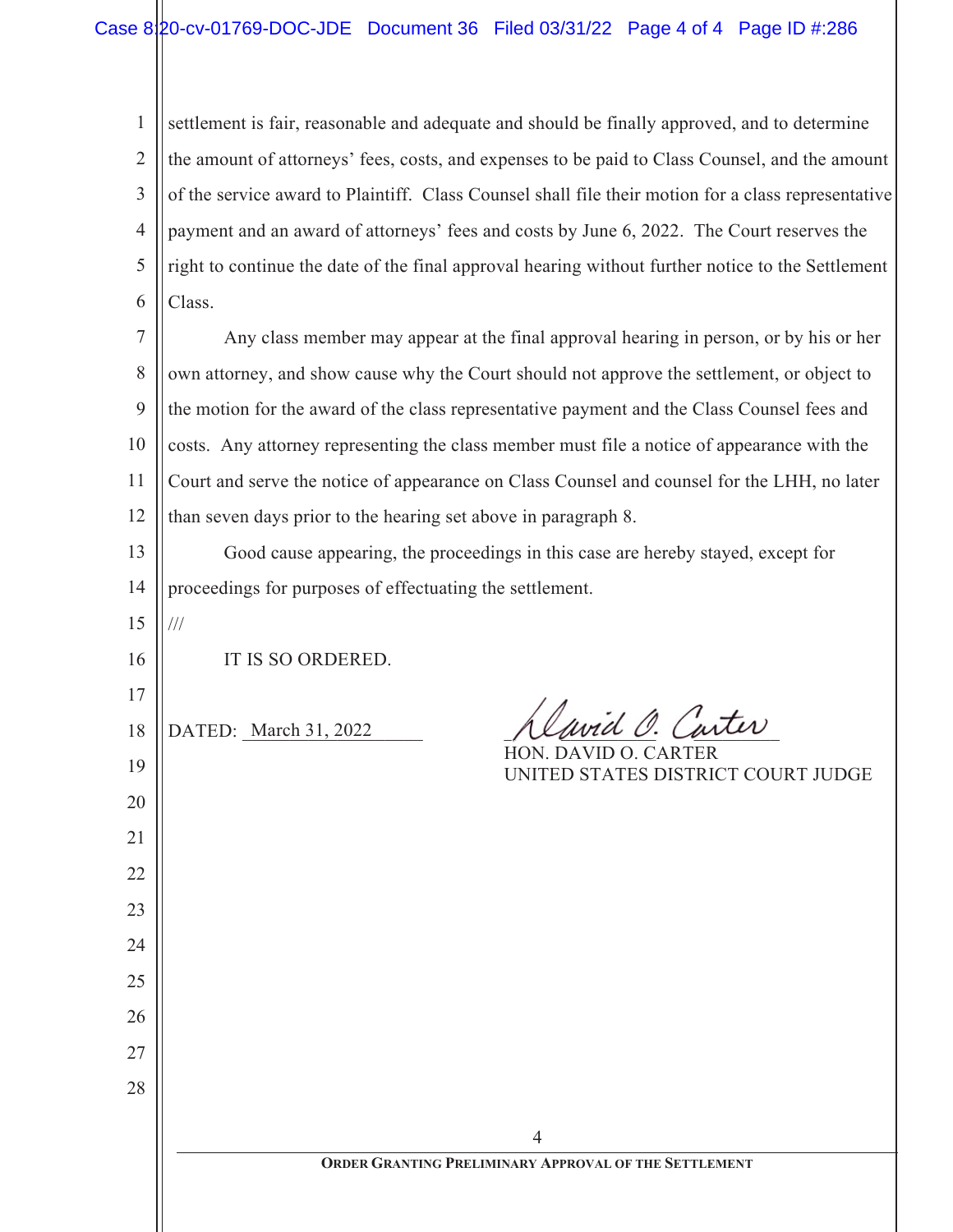settlement is fair, reasonable and adequate and should be finally approved, and to determine the amount of attorneys' fees, costs, and expenses to be paid to Class Counsel, and the amount of the service award to Plaintiff. Class Counsel shall file their motion for a class representative payment and an award of attorneys' fees and costs by June 6, 2022. The Court reserves the right to continue the date of the final approval hearing without further notice to the Settlement Class.

Any class member may appear at the final approval hearing in person, or by his or her own attorney, and show cause why the Court should not approve the settlement, or object to the motion for the award of the class representative payment and the Class Counsel fees and costs. Any attorney representing the class member must file a notice of appearance with the Court and serve the notice of appearance on Class Counsel and counsel for the LHH, no later than seven days prior to the hearing set above in paragraph 8.

Good cause appearing, the proceedings in this case are hereby stayed, except for proceedings for purposes of effectuating the settlement.

///

IT IS SO ORDERED.

DATED: March 31, 2022

David O. Carter
HON. DAVID O. CARTER
UNITED STATES DISTRICT COURT JUDGE